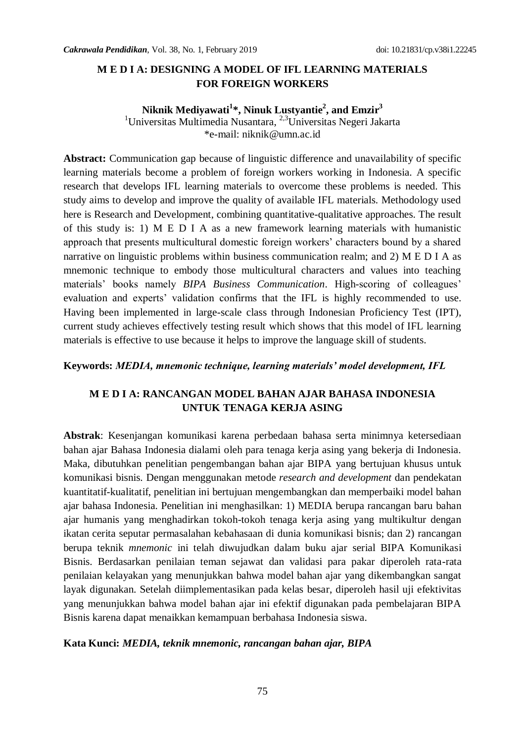# M E D I A: DESIGNING A MODEL OF IFL LEARNING MATERIALS FOR FOREIGN WORKERS

**Niknik Mediyawati[1]*, Ninuk Lustyantie[2], and Emzir[3]**

[1]Universitas Multimedia Nusantara, [2,3]Universitas Negeri Jakarta

*e-mail: niknik@umn.ac.id

**Abstract:** Communication gap because of linguistic difference and unavailability of specific learning materials become a problem of foreign workers working in Indonesia. A specific research that develops IFL learning materials to overcome these problems is needed. This study aims to develop and improve the quality of available IFL materials. Methodology used here is Research and Development, combining quantitative-qualitative approaches. The result of this study is: 1) M E D I A as a new framework learning materials with humanistic approach that presents multicultural domestic foreign workers' characters bound by a shared narrative on linguistic problems within business communication realm; and 2) M E D I A as mnemonic technique to embody those multicultural characters and values into teaching materials' books namely *BIPA Business Communication*. High-scoring of colleagues' evaluation and experts' validation confirms that the IFL is highly recommended to use. Having been implemented in large-scale class through Indonesian Proficiency Test (IPT), current study achieves effectively testing result which shows that this model of IFL learning materials is effective to use because it helps to improve the language skill of students.

**Keywords:** *MEDIA, mnemonic technique, learning materials' model development, IFL*

# M E D I A: RANCANGAN MODEL BAHAN AJAR BAHASA INDONESIA UNTUK TENAGA KERJA ASING

**Abstrak**: Kesenjangan komunikasi karena perbedaan bahasa serta minimnya ketersediaan bahan ajar Bahasa Indonesia dialami oleh para tenaga kerja asing yang bekerja di Indonesia. Maka, dibutuhkan penelitian pengembangan bahan ajar BIPA yang bertujuan khusus untuk komunikasi bisnis. Dengan menggunakan metode *research and development* dan pendekatan kuantitatif-kualitatif, penelitian ini bertujuan mengembangkan dan memperbaiki model bahan ajar bahasa Indonesia. Penelitian ini menghasilkan: 1) MEDIA berupa rancangan baru bahan ajar humanis yang menghadirkan tokoh-tokoh tenaga kerja asing yang multikultur dengan ikatan cerita seputar permasalahan kebahasaan di dunia komunikasi bisnis; dan 2) rancangan berupa teknik *mnemonic* ini telah diwujudkan dalam buku ajar serial BIPA Komunikasi Bisnis. Berdasarkan penilaian teman sejawat dan validasi para pakar diperoleh rata-rata penilaian kelayakan yang menunjukkan bahwa model bahan ajar yang dikembangkan sangat layak digunakan. Setelah diimplementasikan pada kelas besar, diperoleh hasil uji efektivitas yang menunjukkan bahwa model bahan ajar ini efektif digunakan pada pembelajaran BIPA Bisnis karena dapat menaikkan kemampuan berbahasa Indonesia siswa.

**Kata Kunci:** *MEDIA, teknik mnemonic, rancangan bahan ajar, BIPA*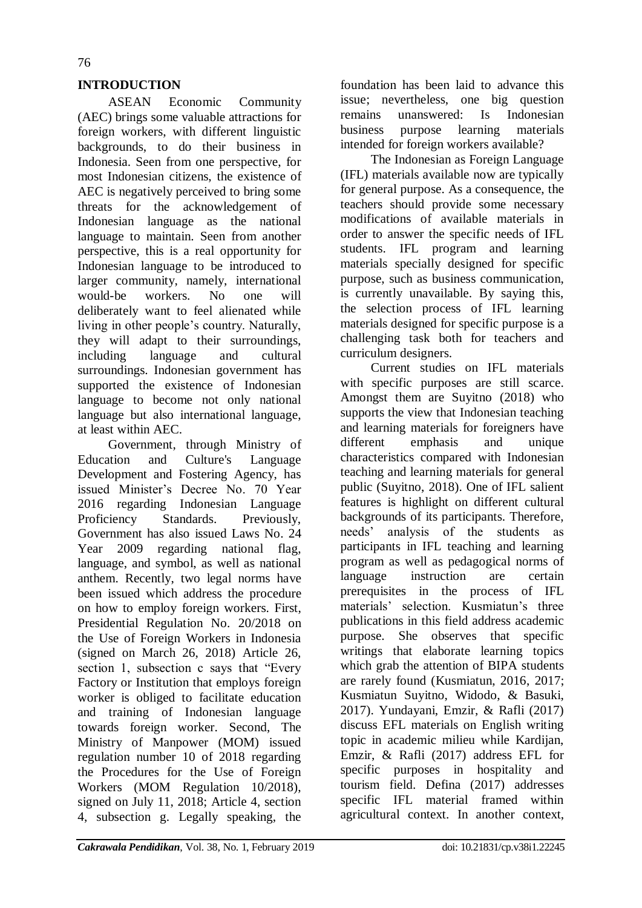## INTRODUCTION

ASEAN Economic Community (AEC) brings some valuable attractions for foreign workers, with different linguistic backgrounds, to do their business in Indonesia. Seen from one perspective, for most Indonesian citizens, the existence of AEC is negatively perceived to bring some threats for the acknowledgement of Indonesian language as the national language to maintain. Seen from another perspective, this is a real opportunity for Indonesian language to be introduced to larger community, namely, international would-be workers. No one will deliberately want to feel alienated while living in other people's country. Naturally, they will adapt to their surroundings, including language and cultural surroundings. Indonesian government has supported the existence of Indonesian language to become not only national language but also international language, at least within AEC.

Government, through Ministry of Education and Culture's Language Development and Fostering Agency, has issued Minister's Decree No. 70 Year 2016 regarding Indonesian Language Proficiency Standards. Previously, Government has also issued Laws No. 24 Year 2009 regarding national flag, language, and symbol, as well as national anthem. Recently, two legal norms have been issued which address the procedure on how to employ foreign workers. First, Presidential Regulation No. 20/2018 on the Use of Foreign Workers in Indonesia (signed on March 26, 2018) Article 26, section 1, subsection c says that "Every Factory or Institution that employs foreign worker is obliged to facilitate education and training of Indonesian language towards foreign worker. Second, The Ministry of Manpower (MOM) issued regulation number 10 of 2018 regarding the Procedures for the Use of Foreign Workers (MOM Regulation 10/2018), signed on July 11, 2018; Article 4, section 4, subsection g. Legally speaking, the foundation has been laid to advance this issue; nevertheless, one big question remains unanswered: Is Indonesian business purpose learning materials intended for foreign workers available?

The Indonesian as Foreign Language (IFL) materials available now are typically for general purpose. As a consequence, the teachers should provide some necessary modifications of available materials in order to answer the specific needs of IFL students. IFL program and learning materials specially designed for specific purpose, such as business communication, is currently unavailable. By saying this, the selection process of IFL learning materials designed for specific purpose is a challenging task both for teachers and curriculum designers.

Current studies on IFL materials with specific purposes are still scarce. Amongst them are Suyitno (2018) who supports the view that Indonesian teaching and learning materials for foreigners have different emphasis and unique characteristics compared with Indonesian teaching and learning materials for general public (Suyitno, 2018). One of IFL salient features is highlight on different cultural backgrounds of its participants. Therefore, needs' analysis of the students as participants in IFL teaching and learning program as well as pedagogical norms of language instruction are certain prerequisites in the process of IFL materials' selection. Kusmiatun's three publications in this field address academic purpose. She observes that specific writings that elaborate learning topics which grab the attention of BIPA students are rarely found (Kusmiatun, 2016, 2017; Kusmiatun Suyitno, Widodo, & Basuki, 2017). Yundayani, Emzir, & Rafli (2017) discuss EFL materials on English writing topic in academic milieu while Kardijan, Emzir, & Rafli (2017) address EFL for specific purposes in hospitality and tourism field. Defina (2017) addresses specific IFL material framed within agricultural context. In another context,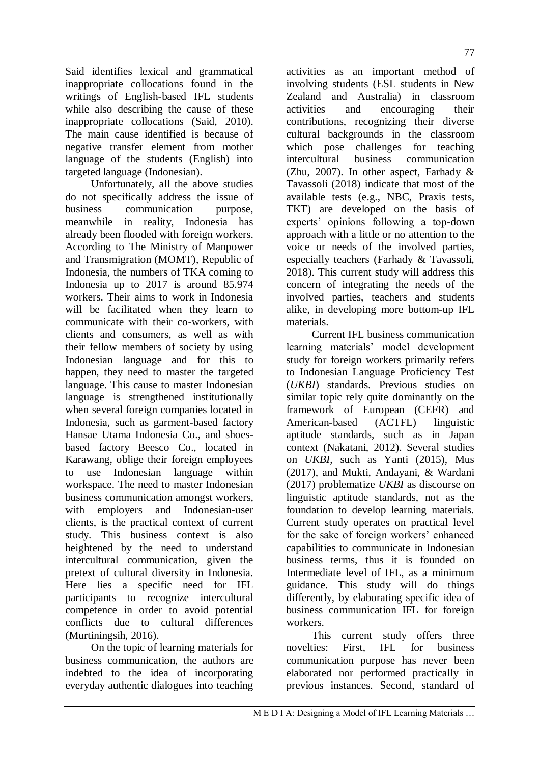Said identifies lexical and grammatical inappropriate collocations found in the writings of English-based IFL students while also describing the cause of these inappropriate collocations (Said, 2010). The main cause identified is because of negative transfer element from mother language of the students (English) into targeted language (Indonesian).

Unfortunately, all the above studies do not specifically address the issue of business communication purpose, meanwhile in reality, Indonesia has already been flooded with foreign workers. According to The Ministry of Manpower and Transmigration (MOMT), Republic of Indonesia, the numbers of TKA coming to Indonesia up to 2017 is around 85.974 workers. Their aims to work in Indonesia will be facilitated when they learn to communicate with their co-workers, with clients and consumers, as well as with their fellow members of society by using Indonesian language and for this to happen, they need to master the targeted language. This cause to master Indonesian language is strengthened institutionally when several foreign companies located in Indonesia, such as garment-based factory Hansae Utama Indonesia Co., and shoes-based factory Beesco Co., located in Karawang, oblige their foreign employees to use Indonesian language within workspace. The need to master Indonesian business communication amongst workers, with employers and Indonesian-user clients, is the practical context of current study. This business context is also heightened by the need to understand intercultural communication, given the pretext of cultural diversity in Indonesia. Here lies a specific need for IFL participants to recognize intercultural competence in order to avoid potential conflicts due to cultural differences (Murtiningsih, 2016).

On the topic of learning materials for business communication, the authors are indebted to the idea of incorporating everyday authentic dialogues into teaching activities as an important method of involving students (ESL students in New Zealand and Australia) in classroom activities and encouraging their contributions, recognizing their diverse cultural backgrounds in the classroom which pose challenges for teaching intercultural business communication (Zhu, 2007). In other aspect, Farhady & Tavassoli (2018) indicate that most of the available tests (e.g., NBC, Praxis tests, TKT) are developed on the basis of experts' opinions following a top-down approach with a little or no attention to the voice or needs of the involved parties, especially teachers (Farhady & Tavassoli, 2018). This current study will address this concern of integrating the needs of the involved parties, teachers and students alike, in developing more bottom-up IFL materials.

Current IFL business communication learning materials' model development study for foreign workers primarily refers to Indonesian Language Proficiency Test (*UKBI*) standards. Previous studies on similar topic rely quite dominantly on the framework of European (CEFR) and American-based (ACTFL) linguistic aptitude standards, such as in Japan context (Nakatani, 2012). Several studies on *UKBI*, such as Yanti (2015), Mus (2017), and Mukti, Andayani, & Wardani (2017) problematize *UKBI* as discourse on linguistic aptitude standards, not as the foundation to develop learning materials. Current study operates on practical level for the sake of foreign workers' enhanced capabilities to communicate in Indonesian business terms, thus it is founded on Intermediate level of IFL, as a minimum guidance. This study will do things differently, by elaborating specific idea of business communication IFL for foreign workers.

This current study offers three novelties: First, IFL for business communication purpose has never been elaborated nor performed practically in previous instances. Second, standard of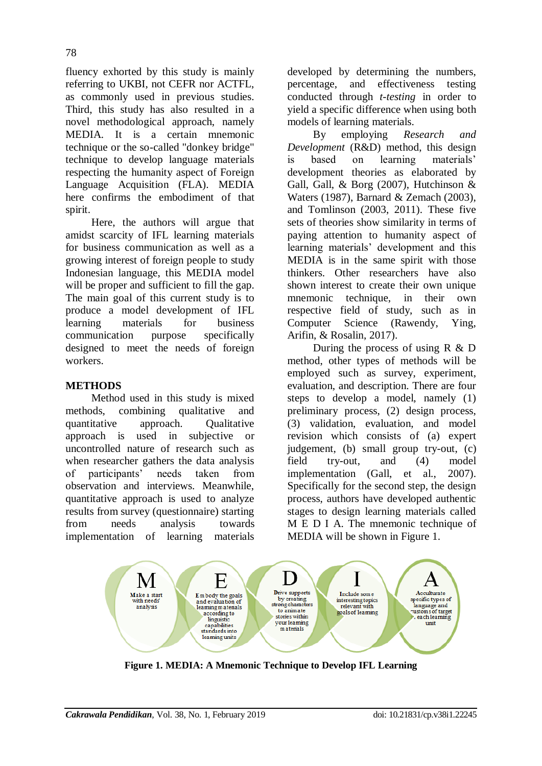fluency exhorted by this study is mainly referring to UKBI, not CEFR nor ACTFL, as commonly used in previous studies. Third, this study has also resulted in a novel methodological approach, namely MEDIA. It is a certain mnemonic technique or the so-called "donkey bridge" technique to develop language materials respecting the humanity aspect of Foreign Language Acquisition (FLA). MEDIA here confirms the embodiment of that spirit.

Here, the authors will argue that amidst scarcity of IFL learning materials for business communication as well as a growing interest of foreign people to study Indonesian language, this MEDIA model will be proper and sufficient to fill the gap. The main goal of this current study is to produce a model development of IFL learning materials for business communication purpose specifically designed to meet the needs of foreign workers.

## METHODS

Method used in this study is mixed methods, combining qualitative and quantitative approach. Qualitative approach is used in subjective or uncontrolled nature of research such as when researcher gathers the data analysis of participants' needs taken from observation and interviews. Meanwhile, quantitative approach is used to analyze results from survey (questionnaire) starting from needs analysis towards implementation of learning materials developed by determining the numbers, percentage, and effectiveness testing conducted through *t-testing* in order to yield a specific difference when using both models of learning materials.

By employing *Research and Development* (R&D) method, this design is based on learning materials' development theories as elaborated by Gall, Gall, & Borg (2007), Hutchinson & Waters (1987), Barnard & Zemach (2003), and Tomlinson (2003, 2011). These five sets of theories show similarity in terms of paying attention to humanity aspect of learning materials' development and this MEDIA is in the same spirit with those thinkers. Other researchers have also shown interest to create their own unique mnemonic technique, in their own respective field of study, such as in Computer Science (Rawendy, Ying, Arifin, & Rosalin, 2017).

During the process of using R & D method, other types of methods will be employed such as survey, experiment, evaluation, and description. There are four steps to develop a model, namely (1) preliminary process, (2) design process, (3) validation, evaluation, and model revision which consists of (a) expert judgement, (b) small group try-out, (c) field try-out, and (4) model implementation (Gall, et al., 2007). Specifically for the second step, the design process, authors have developed authentic stages to design learning materials called M E D I A. The mnemonic technique of MEDIA will be shown in Figure 1.

| M | E | D | I | A |
|---|---|---|---|---|
| Make a start with needs' analysis | Embody the goals and evaluation of learning materials according to linguistic capabilities standards into learning units | Drive supports by creating strong characters to animate stories within your learning materials | Include some interesting topics relevant with goals of learning | Acculturate specific types of language and customs of target ... each learning unit |

**Figure 1. MEDIA: A Mnemonic Technique to Develop IFL Learning**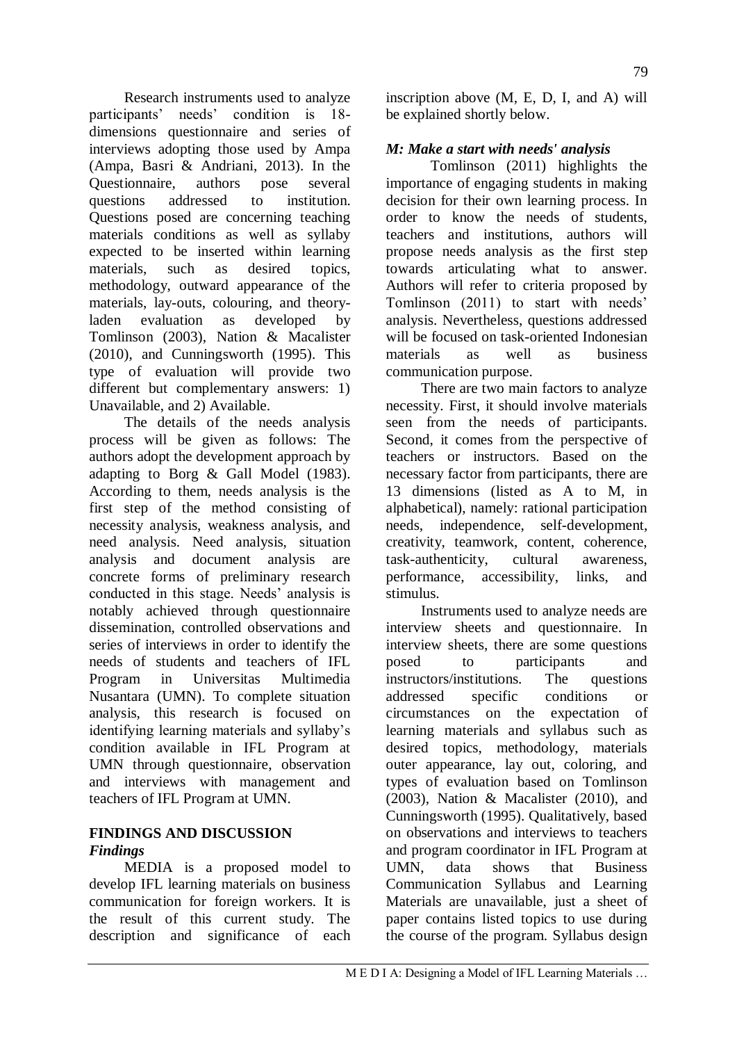Research instruments used to analyze participants' needs' condition is 18-dimensions questionnaire and series of interviews adopting those used by Ampa (Ampa, Basri & Andriani, 2013). In the Questionnaire, authors pose several questions addressed to institution. Questions posed are concerning teaching materials conditions as well as syllaby expected to be inserted within learning materials, such as desired topics, methodology, outward appearance of the materials, lay-outs, colouring, and theory-laden evaluation as developed by Tomlinson (2003), Nation & Macalister (2010), and Cunningsworth (1995). This type of evaluation will provide two different but complementary answers: 1) Unavailable, and 2) Available.

The details of the needs analysis process will be given as follows: The authors adopt the development approach by adapting to Borg & Gall Model (1983). According to them, needs analysis is the first step of the method consisting of necessity analysis, weakness analysis, and need analysis. Need analysis, situation analysis and document analysis are concrete forms of preliminary research conducted in this stage. Needs' analysis is notably achieved through questionnaire dissemination, controlled observations and series of interviews in order to identify the needs of students and teachers of IFL Program in Universitas Multimedia Nusantara (UMN). To complete situation analysis, this research is focused on identifying learning materials and syllaby's condition available in IFL Program at UMN through questionnaire, observation and interviews with management and teachers of IFL Program at UMN.

## FINDINGS AND DISCUSSION

### *Findings*

MEDIA is a proposed model to develop IFL learning materials on business communication for foreign workers. It is the result of this current study. The description and significance of each inscription above (M, E, D, I, and A) will be explained shortly below.

### *M: Make a start with needs' analysis*

Tomlinson (2011) highlights the importance of engaging students in making decision for their own learning process. In order to know the needs of students, teachers and institutions, authors will propose needs analysis as the first step towards articulating what to answer. Authors will refer to criteria proposed by Tomlinson (2011) to start with needs' analysis. Nevertheless, questions addressed will be focused on task-oriented Indonesian materials as well as business communication purpose.

There are two main factors to analyze necessity. First, it should involve materials seen from the needs of participants. Second, it comes from the perspective of teachers or instructors. Based on the necessary factor from participants, there are 13 dimensions (listed as A to M, in alphabetical), namely: rational participation needs, independence, self-development, creativity, teamwork, content, coherence, task-authenticity, cultural awareness, performance, accessibility, links, and stimulus.

Instruments used to analyze needs are interview sheets and questionnaire. In interview sheets, there are some questions posed to participants and instructors/institutions. The questions addressed specific conditions or circumstances on the expectation of learning materials and syllabus such as desired topics, methodology, materials outer appearance, lay out, coloring, and types of evaluation based on Tomlinson (2003), Nation & Macalister (2010), and Cunningsworth (1995). Qualitatively, based on observations and interviews to teachers and program coordinator in IFL Program at UMN, data shows that Business Communication Syllabus and Learning Materials are unavailable, just a sheet of paper contains listed topics to use during the course of the program. Syllabus design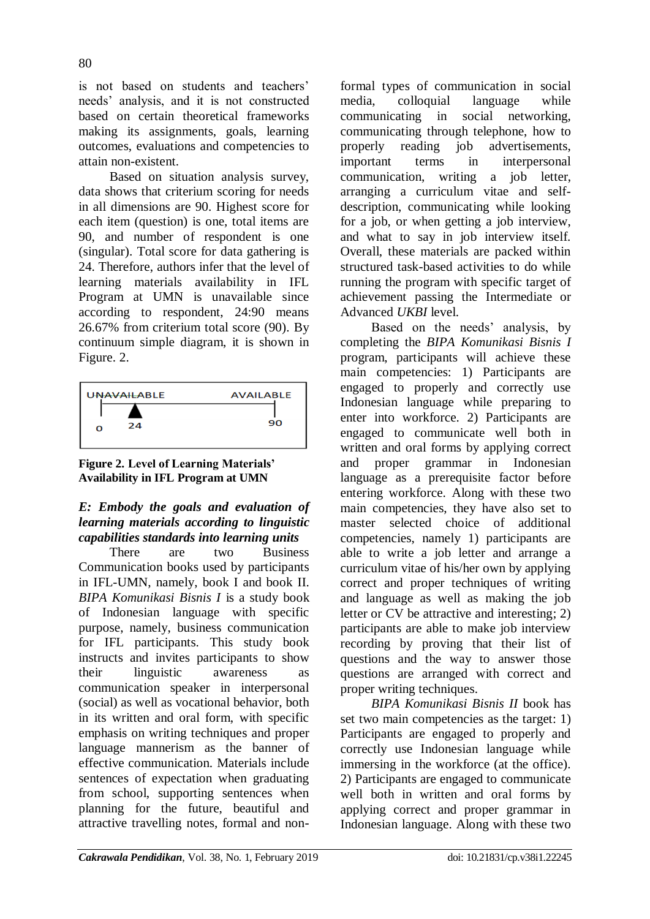is not based on students and teachers' needs' analysis, and it is not constructed based on certain theoretical frameworks making its assignments, goals, learning outcomes, evaluations and competencies to attain non-existent.

Based on situation analysis survey, data shows that criterium scoring for needs in all dimensions are 90. Highest score for each item (question) is one, total items are 90, and number of respondent is one (singular). Total score for data gathering is 24. Therefore, authors infer that the level of learning materials availability in IFL Program at UMN is unavailable since according to respondent, 24:90 means 26.67% from criterium total score (90). By continuum simple diagram, it is shown in Figure. 2.

UNAVAILABLE — AVAILABLE

0 — 24 — 90

**Figure 2. Level of Learning Materials' Availability in IFL Program at UMN**

### *E: Embody the goals and evaluation of learning materials according to linguistic capabilities standards into learning units*

There are two Business Communication books used by participants in IFL-UMN, namely, book I and book II. *BIPA Komunikasi Bisnis I* is a study book of Indonesian language with specific purpose, namely, business communication for IFL participants. This study book instructs and invites participants to show their linguistic awareness as communication speaker in interpersonal (social) as well as vocational behavior, both in its written and oral form, with specific emphasis on writing techniques and proper language mannerism as the banner of effective communication. Materials include sentences of expectation when graduating from school, supporting sentences when planning for the future, beautiful and attractive travelling notes, formal and non-formal types of communication in social media, colloquial language while communicating in social networking, communicating through telephone, how to properly reading job advertisements, important terms in interpersonal communication, writing a job letter, arranging a curriculum vitae and self-description, communicating while looking for a job, or when getting a job interview, and what to say in job interview itself. Overall, these materials are packed within structured task-based activities to do while running the program with specific target of achievement passing the Intermediate or Advanced *UKBI* level.

Based on the needs' analysis, by completing the *BIPA Komunikasi Bisnis I* program, participants will achieve these main competencies: 1) Participants are engaged to properly and correctly use Indonesian language while preparing to enter into workforce. 2) Participants are engaged to communicate well both in written and oral forms by applying correct and proper grammar in Indonesian language as a prerequisite factor before entering workforce. Along with these two main competencies, they have also set to master selected choice of additional competencies, namely 1) participants are able to write a job letter and arrange a curriculum vitae of his/her own by applying correct and proper techniques of writing and language as well as making the job letter or CV be attractive and interesting; 2) participants are able to make job interview recording by proving that their list of questions and the way to answer those questions are arranged with correct and proper writing techniques.

*BIPA Komunikasi Bisnis II* book has set two main competencies as the target: 1) Participants are engaged to properly and correctly use Indonesian language while immersing in the workforce (at the office). 2) Participants are engaged to communicate well both in written and oral forms by applying correct and proper grammar in Indonesian language. Along with these two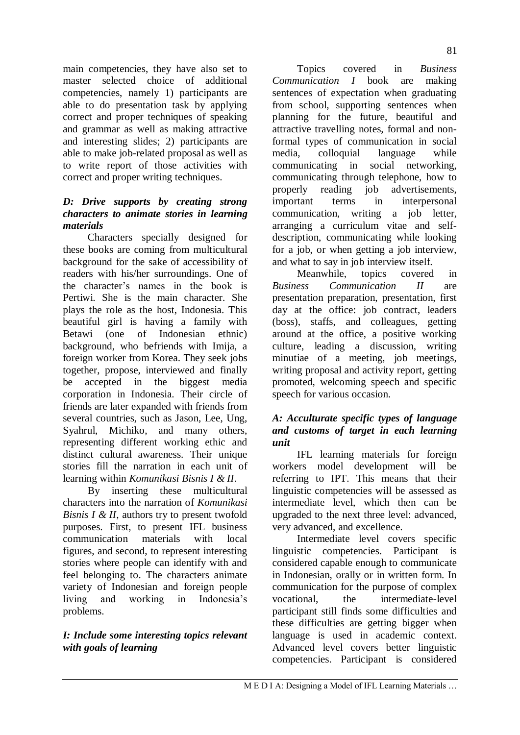main competencies, they have also set to master selected choice of additional competencies, namely 1) participants are able to do presentation task by applying correct and proper techniques of speaking and grammar as well as making attractive and interesting slides; 2) participants are able to make job-related proposal as well as to write report of those activities with correct and proper writing techniques.

### *D: Drive supports by creating strong characters to animate stories in learning materials*

Characters specially designed for these books are coming from multicultural background for the sake of accessibility of readers with his/her surroundings. One of the character's names in the book is Pertiwi. She is the main character. She plays the role as the host, Indonesia. This beautiful girl is having a family with Betawi (one of Indonesian ethnic) background, who befriends with Imija, a foreign worker from Korea. They seek jobs together, propose, interviewed and finally be accepted in the biggest media corporation in Indonesia. Their circle of friends are later expanded with friends from several countries, such as Jason, Lee, Ung, Syahrul, Michiko, and many others, representing different working ethic and distinct cultural awareness. Their unique stories fill the narration in each unit of learning within *Komunikasi Bisnis I & II*.

By inserting these multicultural characters into the narration of *Komunikasi Bisnis I & II*, authors try to present twofold purposes. First, to present IFL business communication materials with local figures, and second, to represent interesting stories where people can identify with and feel belonging to. The characters animate variety of Indonesian and foreign people living and working in Indonesia's problems.

### *I: Include some interesting topics relevant with goals of learning*

Topics covered in *Business Communication I* book are making sentences of expectation when graduating from school, supporting sentences when planning for the future, beautiful and attractive travelling notes, formal and non-formal types of communication in social media, colloquial language while communicating in social networking, communicating through telephone, how to properly reading job advertisements, important terms in interpersonal communication, writing a job letter, arranging a curriculum vitae and self-description, communicating while looking for a job, or when getting a job interview, and what to say in job interview itself.

Meanwhile, topics covered in *Business Communication II* are presentation preparation, presentation, first day at the office: job contract, leaders (boss), staffs, and colleagues, getting around at the office, a positive working culture, leading a discussion, writing minutiae of a meeting, job meetings, writing proposal and activity report, getting promoted, welcoming speech and specific speech for various occasion.

### *A: Acculturate specific types of language and customs of target in each learning unit*

IFL learning materials for foreign workers model development will be referring to IPT. This means that their linguistic competencies will be assessed as intermediate level, which then can be upgraded to the next three level: advanced, very advanced, and excellence.

Intermediate level covers specific linguistic competencies. Participant is considered capable enough to communicate in Indonesian, orally or in written form. In communication for the purpose of complex vocational, the intermediate-level participant still finds some difficulties and these difficulties are getting bigger when language is used in academic context. Advanced level covers better linguistic competencies. Participant is considered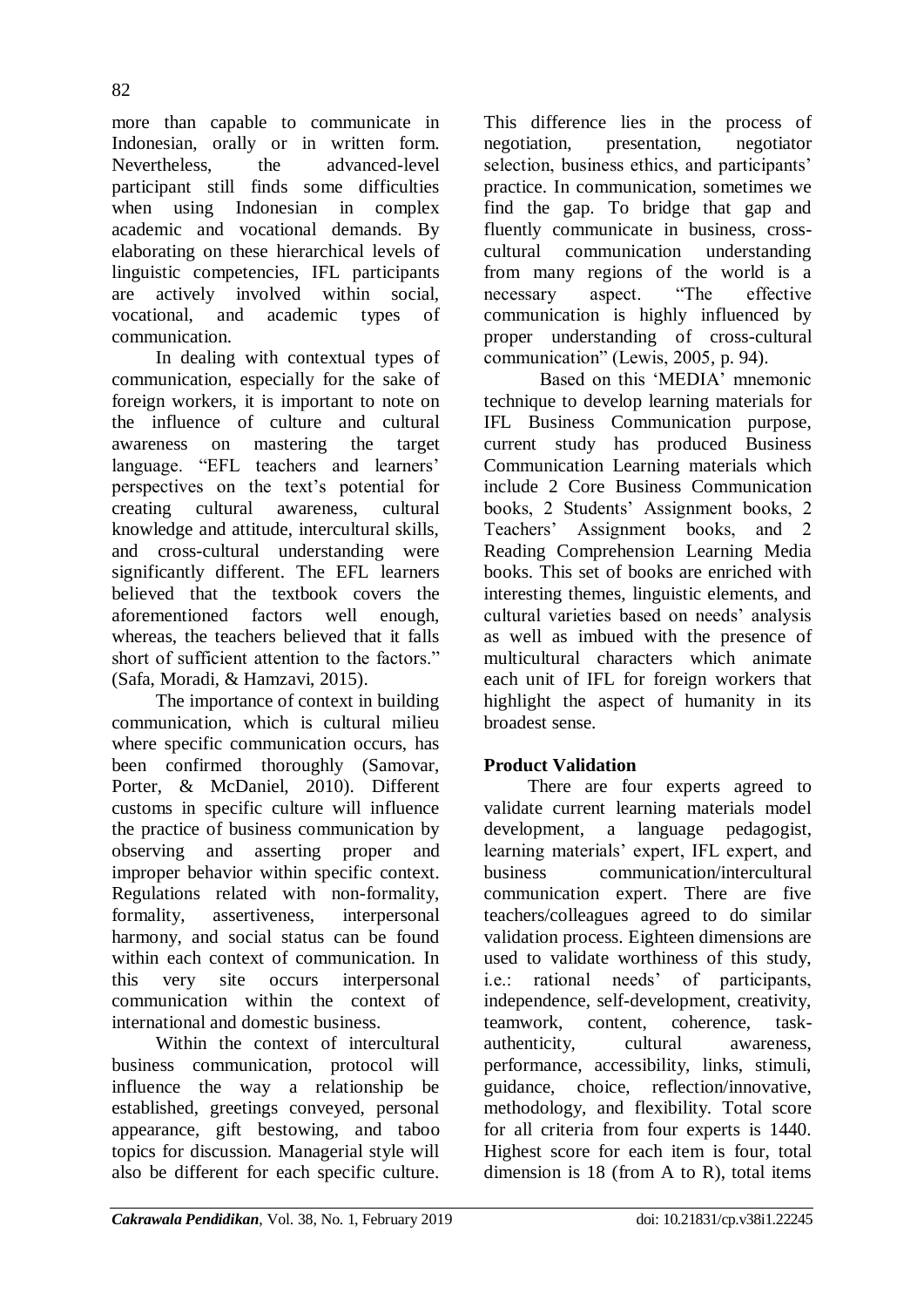more than capable to communicate in Indonesian, orally or in written form. Nevertheless, the advanced-level participant still finds some difficulties when using Indonesian in complex academic and vocational demands. By elaborating on these hierarchical levels of linguistic competencies, IFL participants are actively involved within social, vocational, and academic types of communication.

In dealing with contextual types of communication, especially for the sake of foreign workers, it is important to note on the influence of culture and cultural awareness on mastering the target language. "EFL teachers and learners' perspectives on the text's potential for creating cultural awareness, cultural knowledge and attitude, intercultural skills, and cross-cultural understanding were significantly different. The EFL learners believed that the textbook covers the aforementioned factors well enough, whereas, the teachers believed that it falls short of sufficient attention to the factors." (Safa, Moradi, & Hamzavi, 2015).

The importance of context in building communication, which is cultural milieu where specific communication occurs, has been confirmed thoroughly (Samovar, Porter, & McDaniel, 2010). Different customs in specific culture will influence the practice of business communication by observing and asserting proper and improper behavior within specific context. Regulations related with non-formality, formality, assertiveness, interpersonal harmony, and social status can be found within each context of communication. In this very site occurs interpersonal communication within the context of international and domestic business.

Within the context of intercultural business communication, protocol will influence the way a relationship be established, greetings conveyed, personal appearance, gift bestowing, and taboo topics for discussion. Managerial style will also be different for each specific culture. This difference lies in the process of negotiation, presentation, negotiator selection, business ethics, and participants' practice. In communication, sometimes we find the gap. To bridge that gap and fluently communicate in business, cross-cultural communication understanding from many regions of the world is a necessary aspect. "The effective communication is highly influenced by proper understanding of cross-cultural communication" (Lewis, 2005, p. 94).

Based on this 'MEDIA' mnemonic technique to develop learning materials for IFL Business Communication purpose, current study has produced Business Communication Learning materials which include 2 Core Business Communication books, 2 Students' Assignment books, 2 Teachers' Assignment books, and 2 Reading Comprehension Learning Media books. This set of books are enriched with interesting themes, linguistic elements, and cultural varieties based on needs' analysis as well as imbued with the presence of multicultural characters which animate each unit of IFL for foreign workers that highlight the aspect of humanity in its broadest sense.

## Product Validation

There are four experts agreed to validate current learning materials model development, a language pedagogist, learning materials' expert, IFL expert, and business communication/intercultural communication expert. There are five teachers/colleagues agreed to do similar validation process. Eighteen dimensions are used to validate worthiness of this study, i.e.: rational needs' of participants, independence, self-development, creativity, teamwork, content, coherence, task-authenticity, cultural awareness, performance, accessibility, links, stimuli, guidance, choice, reflection/innovative, methodology, and flexibility. Total score for all criteria from four experts is 1440. Highest score for each item is four, total dimension is 18 (from A to R), total items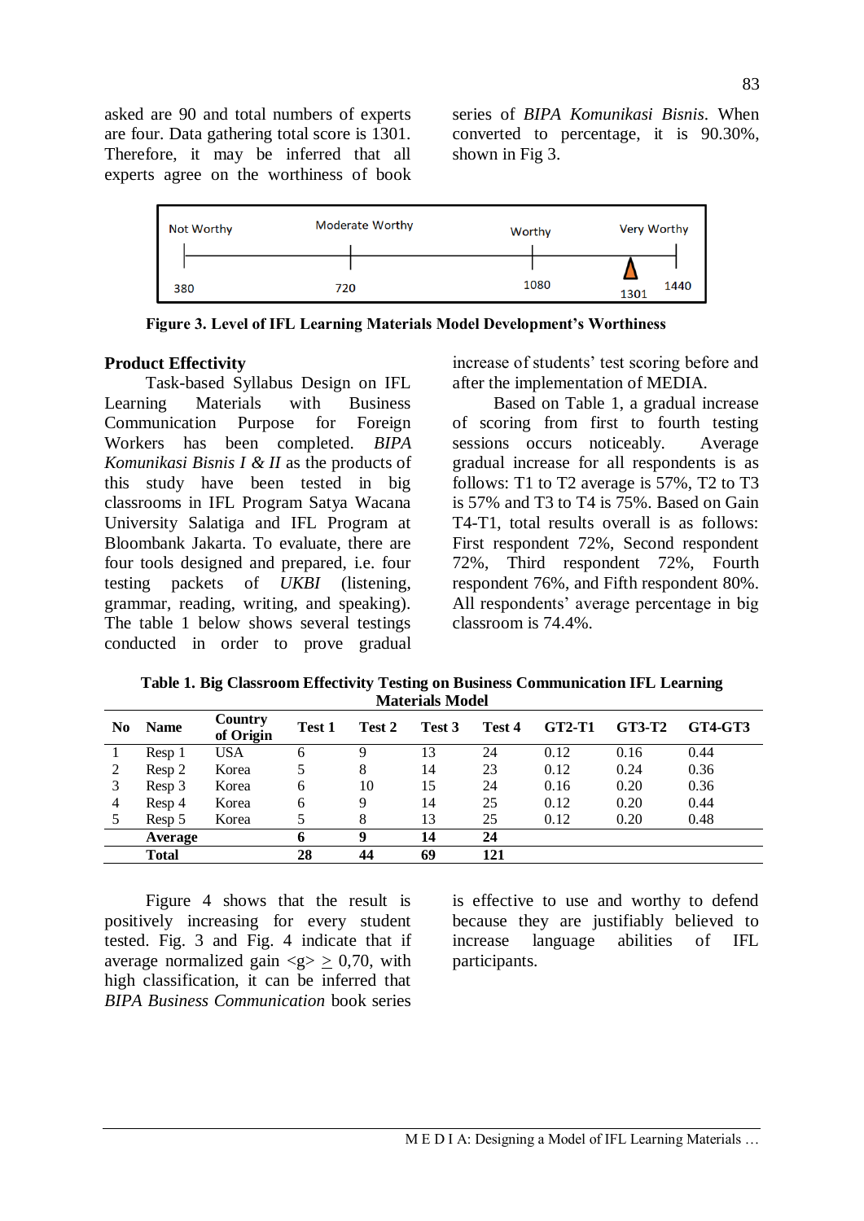asked are 90 and total numbers of experts are four. Data gathering total score is 1301. Therefore, it may be inferred that all experts agree on the worthiness of book series of *BIPA Komunikasi Bisnis*. When converted to percentage, it is 90.30%, shown in Fig 3.

| Not Worthy | Moderate Worthy | Worthy | Very Worthy |
|---|---|---|---|
| 380 | 720 | 1080 | 1301 / 1440 |

**Figure 3. Level of IFL Learning Materials Model Development's Worthiness**

## Product Effectivity

Task-based Syllabus Design on IFL Learning Materials with Business Communication Purpose for Foreign Workers has been completed. *BIPA Komunikasi Bisnis I & II* as the products of this study have been tested in big classrooms in IFL Program Satya Wacana University Salatiga and IFL Program at Bloombank Jakarta. To evaluate, there are four tools designed and prepared, i.e. four testing packets of *UKBI* (listening, grammar, reading, writing, and speaking). The table 1 below shows several testings conducted in order to prove gradual increase of students' test scoring before and after the implementation of MEDIA.

Based on Table 1, a gradual increase of scoring from first to fourth testing sessions occurs noticeably. Average gradual increase for all respondents is as follows: T1 to T2 average is 57%, T2 to T3 is 57% and T3 to T4 is 75%. Based on Gain T4-T1, total results overall is as follows: First respondent 72%, Second respondent 72%, Third respondent 72%, Fourth respondent 76%, and Fifth respondent 80%. All respondents' average percentage in big classroom is 74.4%.

**Table 1. Big Classroom Effectivity Testing on Business Communication IFL Learning Materials Model**

| No | Name | Country of Origin | Test 1 | Test 2 | Test 3 | Test 4 | GT2-T1 | GT3-T2 | GT4-GT3 |
|---|---|---|---|---|---|---|---|---|---|
| 1 | Resp 1 | USA | 6 | 9 | 13 | 24 | 0.12 | 0.16 | 0.44 |
| 2 | Resp 2 | Korea | 5 | 8 | 14 | 23 | 0.12 | 0.24 | 0.36 |
| 3 | Resp 3 | Korea | 6 | 10 | 15 | 24 | 0.16 | 0.20 | 0.36 |
| 4 | Resp 4 | Korea | 6 | 9 | 14 | 25 | 0.12 | 0.20 | 0.44 |
| 5 | Resp 5 | Korea | 5 | 8 | 13 | 25 | 0.12 | 0.20 | 0.48 |
| | **Average** | | **6** | **9** | **14** | **24** | | | |
| | **Total** | | **28** | **44** | **69** | **121** | | | |

Figure 4 shows that the result is positively increasing for every student tested. Fig. 3 and Fig. 4 indicate that if average normalized gain $<g> \geq 0,70$, with high classification, it can be inferred that *BIPA Business Communication* book series is effective to use and worthy to defend because they are justifiably believed to increase language abilities of IFL participants.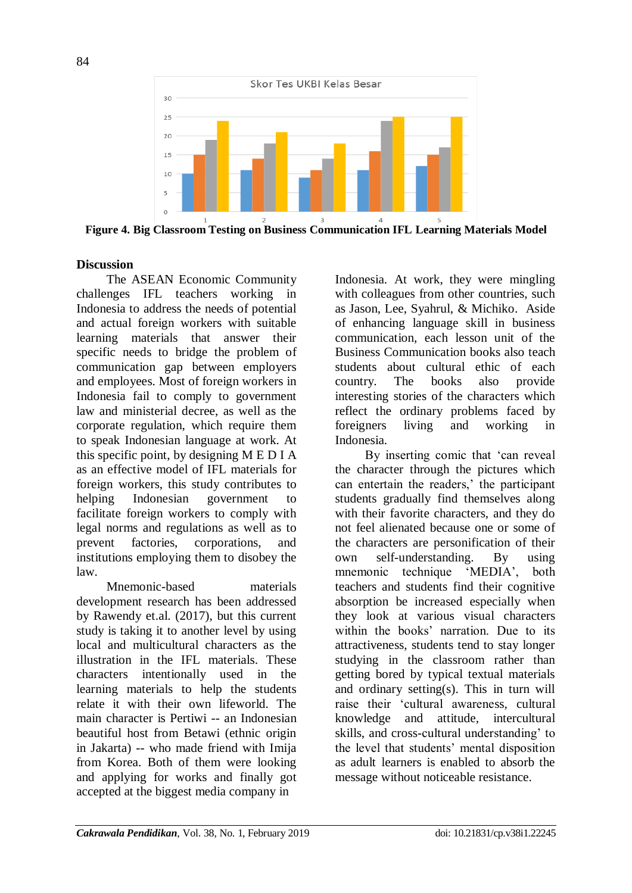Skor Tes UKBI Kelas Besar

**Figure 4. Big Classroom Testing on Business Communication IFL Learning Materials Model**

## Discussion

The ASEAN Economic Community challenges IFL teachers working in Indonesia to address the needs of potential and actual foreign workers with suitable learning materials that answer their specific needs to bridge the problem of communication gap between employers and employees. Most of foreign workers in Indonesia fail to comply to government law and ministerial decree, as well as the corporate regulation, which require them to speak Indonesian language at work. At this specific point, by designing M E D I A as an effective model of IFL materials for foreign workers, this study contributes to helping Indonesian government to facilitate foreign workers to comply with legal norms and regulations as well as to prevent factories, corporations, and institutions employing them to disobey the law.

Mnemonic-based materials development research has been addressed by Rawendy et.al. (2017), but this current study is taking it to another level by using local and multicultural characters as the illustration in the IFL materials. These characters intentionally used in the learning materials to help the students relate it with their own lifeworld. The main character is Pertiwi -- an Indonesian beautiful host from Betawi (ethnic origin in Jakarta) -- who made friend with Imija from Korea. Both of them were looking and applying for works and finally got accepted at the biggest media company in Indonesia. At work, they were mingling with colleagues from other countries, such as Jason, Lee, Syahrul, & Michiko. Aside of enhancing language skill in business communication, each lesson unit of the Business Communication books also teach students about cultural ethic of each country. The books also provide interesting stories of the characters which reflect the ordinary problems faced by foreigners living and working in Indonesia.

By inserting comic that 'can reveal the character through the pictures which can entertain the readers,' the participant students gradually find themselves along with their favorite characters, and they do not feel alienated because one or some of the characters are personification of their own self-understanding. By using mnemonic technique 'MEDIA', both teachers and students find their cognitive absorption be increased especially when they look at various visual characters within the books' narration. Due to its attractiveness, students tend to stay longer studying in the classroom rather than getting bored by typical textual materials and ordinary setting(s). This in turn will raise their 'cultural awareness, cultural knowledge and attitude, intercultural skills, and cross-cultural understanding' to the level that students' mental disposition as adult learners is enabled to absorb the message without noticeable resistance.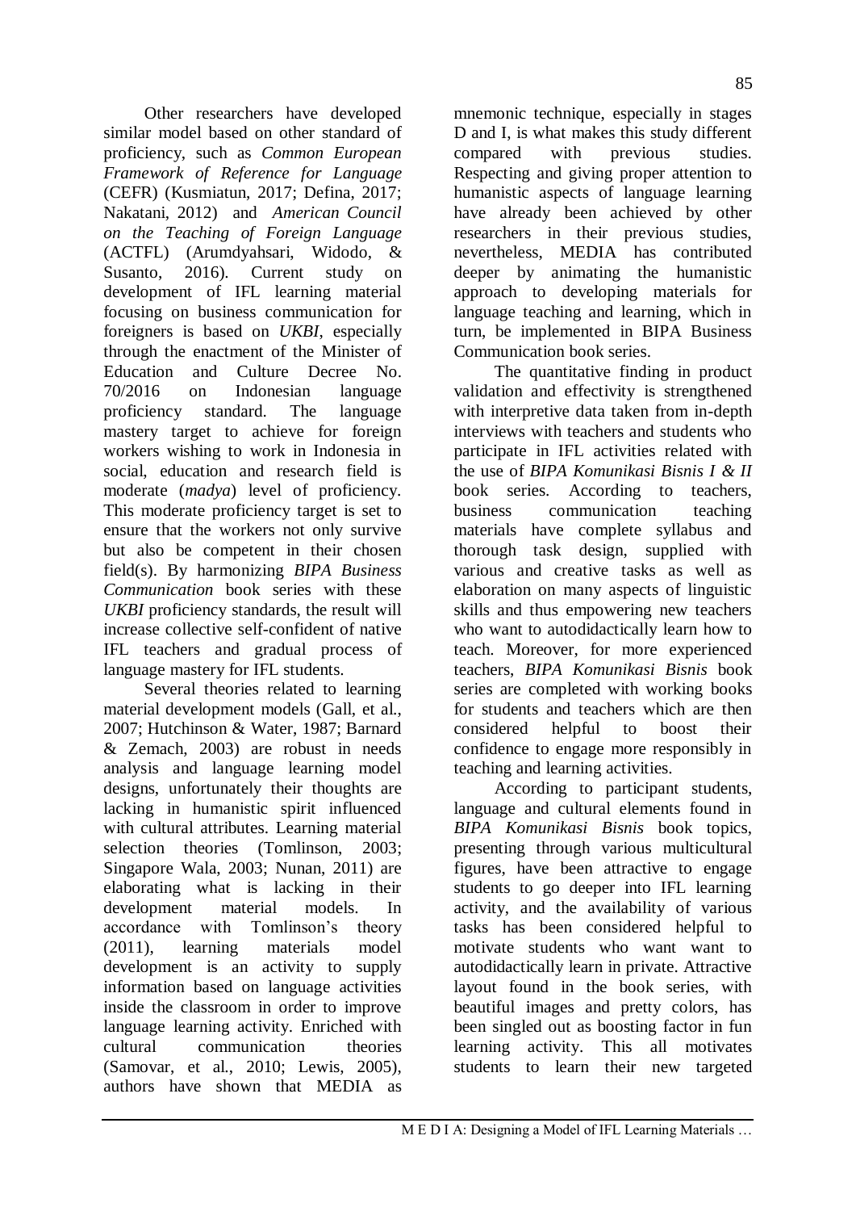Other researchers have developed similar model based on other standard of proficiency, such as *Common European Framework of Reference for Language* (CEFR) (Kusmiatun, 2017; Defina, 2017; Nakatani, 2012) and *American Council on the Teaching of Foreign Language* (ACTFL) (Arumdyahsari, Widodo, & Susanto, 2016). Current study on development of IFL learning material focusing on business communication for foreigners is based on *UKBI*, especially through the enactment of the Minister of Education and Culture Decree No. 70/2016 on Indonesian language proficiency standard. The language mastery target to achieve for foreign workers wishing to work in Indonesia in social, education and research field is moderate (*madya*) level of proficiency. This moderate proficiency target is set to ensure that the workers not only survive but also be competent in their chosen field(s). By harmonizing *BIPA Business Communication* book series with these *UKBI* proficiency standards, the result will increase collective self-confident of native IFL teachers and gradual process of language mastery for IFL students.

Several theories related to learning material development models (Gall, et al., 2007; Hutchinson & Water, 1987; Barnard & Zemach, 2003) are robust in needs analysis and language learning model designs, unfortunately their thoughts are lacking in humanistic spirit influenced with cultural attributes. Learning material selection theories (Tomlinson, 2003; Singapore Wala, 2003; Nunan, 2011) are elaborating what is lacking in their development material models. In accordance with Tomlinson's theory (2011), learning materials model development is an activity to supply information based on language activities inside the classroom in order to improve language learning activity. Enriched with cultural communication theories (Samovar, et al., 2010; Lewis, 2005), authors have shown that MEDIA as mnemonic technique, especially in stages D and I, is what makes this study different compared with previous studies. Respecting and giving proper attention to humanistic aspects of language learning have already been achieved by other researchers in their previous studies, nevertheless, MEDIA has contributed deeper by animating the humanistic approach to developing materials for language teaching and learning, which in turn, be implemented in BIPA Business Communication book series.

The quantitative finding in product validation and effectivity is strengthened with interpretive data taken from in-depth interviews with teachers and students who participate in IFL activities related with the use of *BIPA Komunikasi Bisnis I & II* book series. According to teachers, business communication teaching materials have complete syllabus and thorough task design, supplied with various and creative tasks as well as elaboration on many aspects of linguistic skills and thus empowering new teachers who want to autodidactically learn how to teach. Moreover, for more experienced teachers, *BIPA Komunikasi Bisnis* book series are completed with working books for students and teachers which are then considered helpful to boost their confidence to engage more responsibly in teaching and learning activities.

According to participant students, language and cultural elements found in *BIPA Komunikasi Bisnis* book topics, presenting through various multicultural figures, have been attractive to engage students to go deeper into IFL learning activity, and the availability of various tasks has been considered helpful to motivate students who want want to autodidactically learn in private. Attractive layout found in the book series, with beautiful images and pretty colors, has been singled out as boosting factor in fun learning activity. This all motivates students to learn their new targeted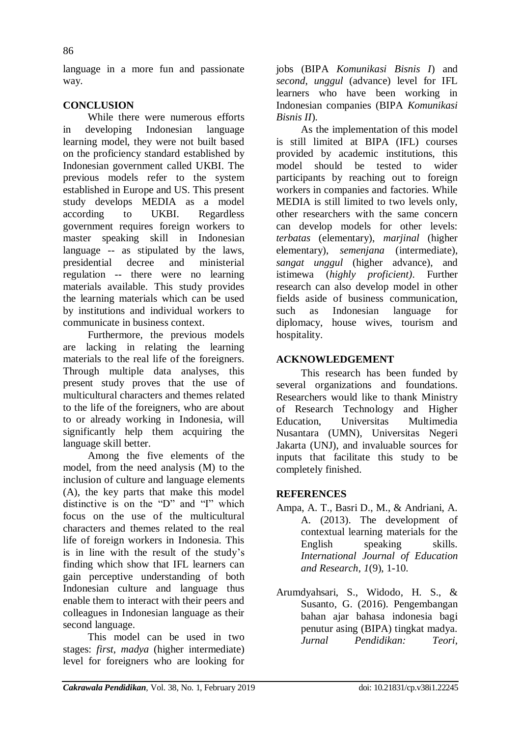language in a more fun and passionate way.

## CONCLUSION

While there were numerous efforts in developing Indonesian language learning model, they were not built based on the proficiency standard established by Indonesian government called UKBI. The previous models refer to the system established in Europe and US. This present study develops MEDIA as a model according to UKBI. Regardless government requires foreign workers to master speaking skill in Indonesian language -- as stipulated by the laws, presidential decree and ministerial regulation -- there were no learning materials available. This study provides the learning materials which can be used by institutions and individual workers to communicate in business context.

Furthermore, the previous models are lacking in relating the learning materials to the real life of the foreigners. Through multiple data analyses, this present study proves that the use of multicultural characters and themes related to the life of the foreigners, who are about to or already working in Indonesia, will significantly help them acquiring the language skill better.

Among the five elements of the model, from the need analysis (M) to the inclusion of culture and language elements (A), the key parts that make this model distinctive is on the "D" and "I" which focus on the use of the multicultural characters and themes related to the real life of foreign workers in Indonesia. This is in line with the result of the study's finding which show that IFL learners can gain perceptive understanding of both Indonesian culture and language thus enable them to interact with their peers and colleagues in Indonesian language as their second language.

This model can be used in two stages: *first*, *madya* (higher intermediate) level for foreigners who are looking for jobs (BIPA *Komunikasi Bisnis I*) and *second*, *unggul* (advance) level for IFL learners who have been working in Indonesian companies (BIPA *Komunikasi Bisnis II*).

As the implementation of this model is still limited at BIPA (IFL) courses provided by academic institutions, this model should be tested to wider participants by reaching out to foreign workers in companies and factories. While MEDIA is still limited to two levels only, other researchers with the same concern can develop models for other levels: *terbatas* (elementary), *marjinal* (higher elementary), *semenjana* (intermediate), *sangat unggul* (higher advance), and istimewa (*highly proficient)*. Further research can also develop model in other fields aside of business communication, such as Indonesian language for diplomacy, house wives, tourism and hospitality.

## ACKNOWLEDGEMENT

This research has been funded by several organizations and foundations. Researchers would like to thank Ministry of Research Technology and Higher Education, Universitas Multimedia Nusantara (UMN), Universitas Negeri Jakarta (UNJ), and invaluable sources for inputs that facilitate this study to be completely finished.

## REFERENCES

Ampa, A. T., Basri D., M., & Andriani, A. A. (2013). The development of contextual learning materials for the English speaking skills. *International Journal of Education and Research*, *1*(9), 1-10.

Arumdyahsari, S., Widodo, H. S., & Susanto, G. (2016). Pengembangan bahan ajar bahasa indonesia bagi penutur asing (BIPA) tingkat madya. *Jurnal Pendidikan: Teori,*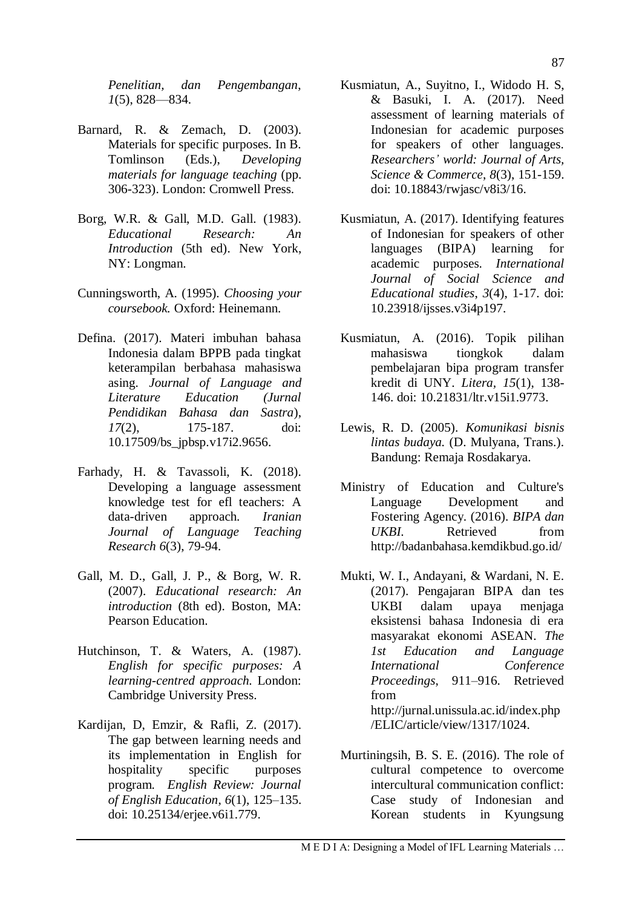*Penelitian, dan Pengembangan*, *1*(5), 828—834.

Barnard, R. & Zemach, D. (2003). Materials for specific purposes. In B. Tomlinson (Eds.), *Developing materials for language teaching* (pp. 306-323). London: Cromwell Press.

Borg, W.R. & Gall, M.D. Gall. (1983). *Educational Research: An Introduction* (5th ed). New York, NY: Longman.

Cunningsworth, A. (1995). *Choosing your coursebook.* Oxford: Heinemann.

Defina. (2017). Materi imbuhan bahasa Indonesia dalam BPPB pada tingkat keterampilan berbahasa mahasiswa asing. *Journal of Language and Literature Education (Jurnal Pendidikan Bahasa dan Sastra*), *17*(2), 175-187. doi: 10.17509/bs_jpbsp.v17i2.9656.

Farhady, H. & Tavassoli, K. (2018). Developing a language assessment knowledge test for efl teachers: A data-driven approach. *Iranian Journal of Language Teaching Research 6*(3), 79-94.

Gall, M. D., Gall, J. P., & Borg, W. R. (2007). *Educational research: An introduction* (8th ed). Boston, MA: Pearson Education.

Hutchinson, T. & Waters, A. (1987). *English for specific purposes: A learning-centred approach.* London: Cambridge University Press.

Kardijan, D, Emzir, & Rafli, Z. (2017). The gap between learning needs and its implementation in English for hospitality specific purposes program. *English Review: Journal of English Education*, *6*(1), 125–135. doi: 10.25134/erjee.v6i1.779.

Kusmiatun, A., Suyitno, I., Widodo H. S, & Basuki, I. A. (2017). Need assessment of learning materials of Indonesian for academic purposes for speakers of other languages. *Researchers' world: Journal of Arts, Science & Commerce*, *8*(3), 151-159. doi: 10.18843/rwjasc/v8i3/16.

Kusmiatun, A. (2017). Identifying features of Indonesian for speakers of other languages (BIPA) learning for academic purposes. *International Journal of Social Science and Educational studies*, *3*(4), 1-17. doi: 10.23918/ijsses.v3i4p197.

Kusmiatun, A. (2016). Topik pilihan mahasiswa tiongkok dalam pembelajaran bipa program transfer kredit di UNY. *Litera*, *15*(1), 138-146. doi: 10.21831/ltr.v15i1.9773.

Lewis, R. D. (2005). *Komunikasi bisnis lintas budaya.* (D. Mulyana, Trans.). Bandung: Remaja Rosdakarya.

Ministry of Education and Culture's Language Development and Fostering Agency. (2016). *BIPA dan UKBI*. Retrieved from http://badanbahasa.kemdikbud.go.id/

Mukti, W. I., Andayani, & Wardani, N. E. (2017). Pengajaran BIPA dan tes UKBI dalam upaya menjaga eksistensi bahasa Indonesia di era masyarakat ekonomi ASEAN. *The 1st Education and Language International Conference Proceedings*, 911–916. Retrieved from http://jurnal.unissula.ac.id/index.php/ELIC/article/view/1317/1024.

Murtiningsih, B. S. E. (2016). The role of cultural competence to overcome intercultural communication conflict: Case study of Indonesian and Korean students in Kyungsung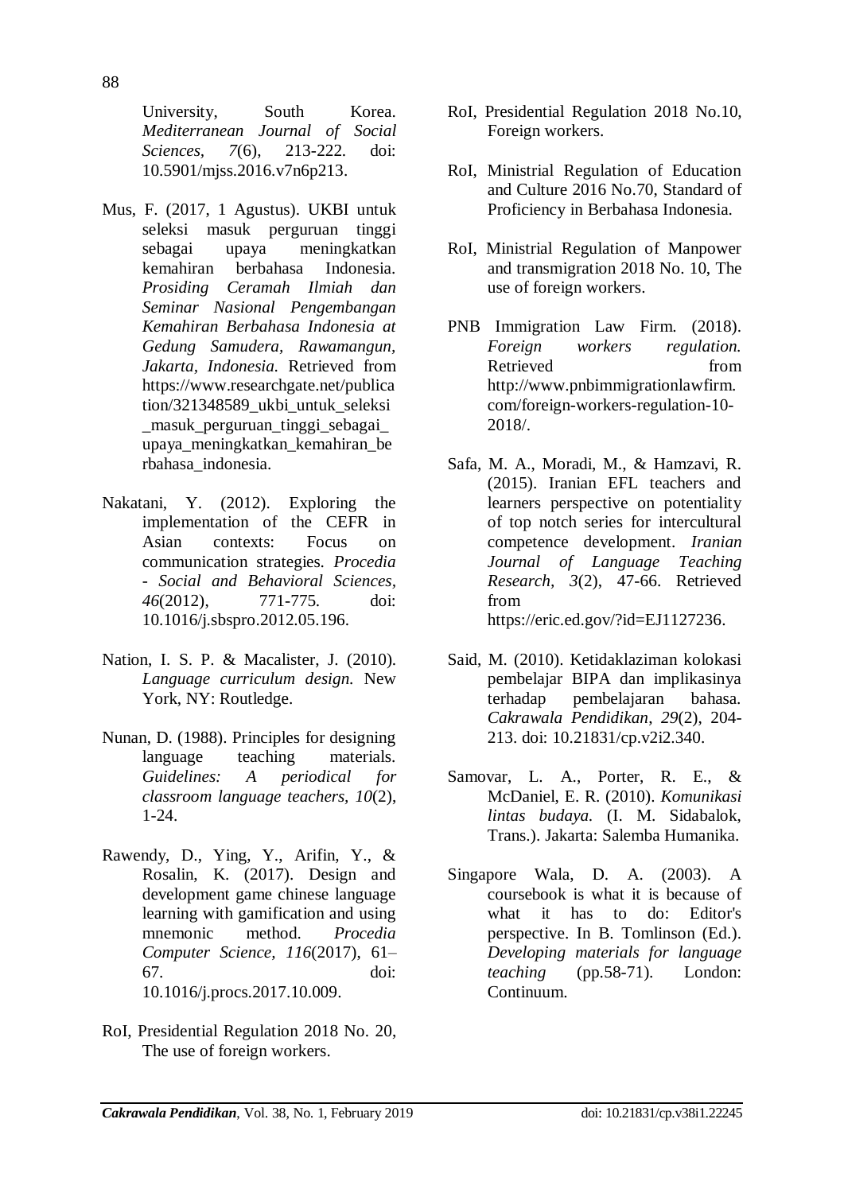University, South Korea. *Mediterranean Journal of Social Sciences, 7*(6), 213-222. doi: 10.5901/mjss.2016.v7n6p213.

Mus, F. (2017, 1 Agustus). UKBI untuk seleksi masuk perguruan tinggi sebagai upaya meningkatkan kemahiran berbahasa Indonesia. *Prosiding Ceramah Ilmiah dan Seminar Nasional Pengembangan Kemahiran Berbahasa Indonesia at Gedung Samudera, Rawamangun, Jakarta, Indonesia.* Retrieved from https://www.researchgate.net/publication/321348589_ukbi_untuk_seleksi_masuk_perguruan_tinggi_sebagai_upaya_meningkatkan_kemahiran_berbahasa_indonesia.

Nakatani, Y. (2012). Exploring the implementation of the CEFR in Asian contexts: Focus on communication strategies. *Procedia - Social and Behavioral Sciences, 46*(2012), 771-775. doi: 10.1016/j.sbspro.2012.05.196.

Nation, I. S. P. & Macalister, J. (2010). *Language curriculum design.* New York, NY: Routledge.

Nunan, D. (1988). Principles for designing language teaching materials. *Guidelines: A periodical for classroom language teachers, 10*(2), 1-24.

Rawendy, D., Ying, Y., Arifin, Y., & Rosalin, K. (2017). Design and development game chinese language learning with gamification and using mnemonic method. *Procedia Computer Science, 116*(2017), 61–67. doi: 10.1016/j.procs.2017.10.009.

RoI, Presidential Regulation 2018 No. 20, The use of foreign workers.

RoI, Presidential Regulation 2018 No.10, Foreign workers.

RoI, Ministrial Regulation of Education and Culture 2016 No.70, Standard of Proficiency in Berbahasa Indonesia.

RoI, Ministrial Regulation of Manpower and transmigration 2018 No. 10, The use of foreign workers.

PNB Immigration Law Firm. (2018). *Foreign workers regulation.* Retrieved from http://www.pnbimmigrationlawfirm.com/foreign-workers-regulation-10-2018/.

Safa, M. A., Moradi, M., & Hamzavi, R. (2015). Iranian EFL teachers and learners perspective on potentiality of top notch series for intercultural competence development. *Iranian Journal of Language Teaching Research, 3*(2), 47-66. Retrieved from https://eric.ed.gov/?id=EJ1127236.

Said, M. (2010). Ketidaklaziman kolokasi pembelajar BIPA dan implikasinya terhadap pembelajaran bahasa. *Cakrawala Pendidikan, 29*(2), 204-213. doi: 10.21831/cp.v2i2.340.

Samovar, L. A., Porter, R. E., & McDaniel, E. R. (2010). *Komunikasi lintas budaya.* (I. M. Sidabalok, Trans.). Jakarta: Salemba Humanika.

Singapore Wala, D. A. (2003). A coursebook is what it is because of what it has to do: Editor's perspective. In B. Tomlinson (Ed.). *Developing materials for language teaching* (pp.58-71). London: Continuum.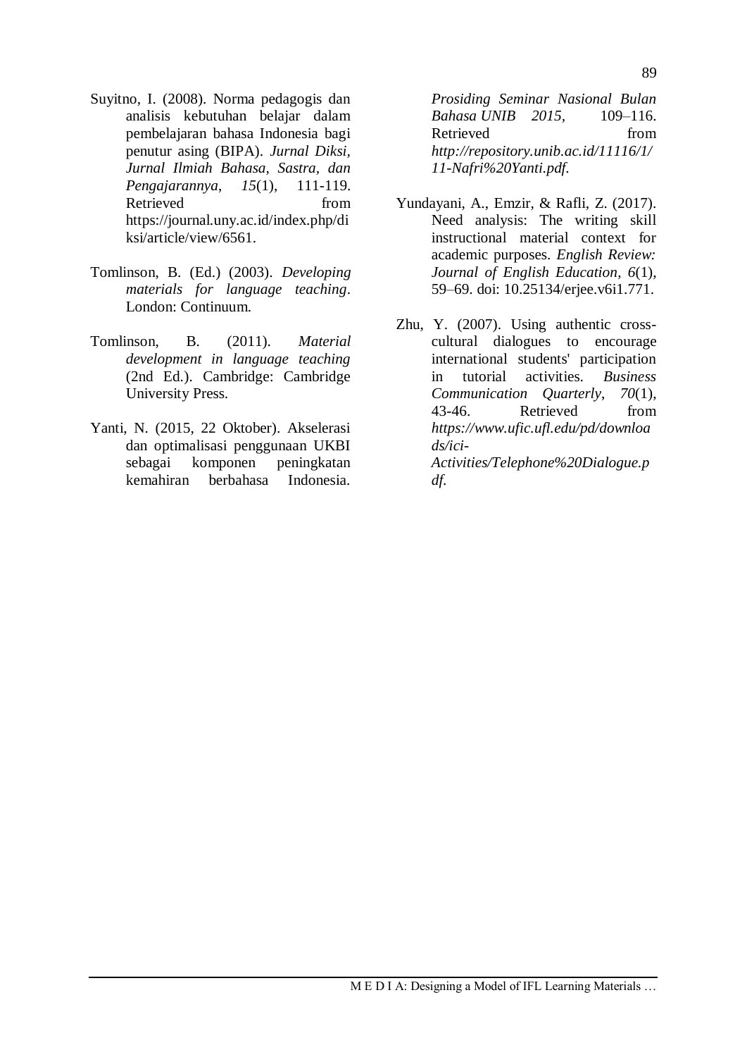Suyitno, I. (2008). Norma pedagogis dan analisis kebutuhan belajar dalam pembelajaran bahasa Indonesia bagi penutur asing (BIPA). *Jurnal Diksi, Jurnal Ilmiah Bahasa, Sastra, dan Pengajarannya*, *15*(1), 111-119. Retrieved from https://journal.uny.ac.id/index.php/diksi/article/view/6561.

Tomlinson, B. (Ed.) (2003). *Developing materials for language teaching*. London: Continuum.

Tomlinson, B. (2011). *Material development in language teaching* (2nd Ed.). Cambridge: Cambridge University Press.

Yanti, N. (2015, 22 Oktober). Akselerasi dan optimalisasi penggunaan UKBI sebagai komponen peningkatan kemahiran berbahasa Indonesia. *Prosiding Seminar Nasional Bulan Bahasa UNIB 2015*, 109–116. Retrieved from *http://repository.unib.ac.id/11116/1/11-Nafri%20Yanti.pdf.*

Yundayani, A., Emzir, & Rafli, Z. (2017). Need analysis: The writing skill instructional material context for academic purposes. *English Review: Journal of English Education*, *6*(1), 59–69. doi: 10.25134/erjee.v6i1.771.

Zhu, Y. (2007). Using authentic cross-cultural dialogues to encourage international students' participation in tutorial activities. *Business Communication Quarterly*, *70*(1), 43-46. Retrieved from *https://www.ufic.ufl.edu/pd/downloads/ici-Activities/Telephone%20Dialogue.pdf.*